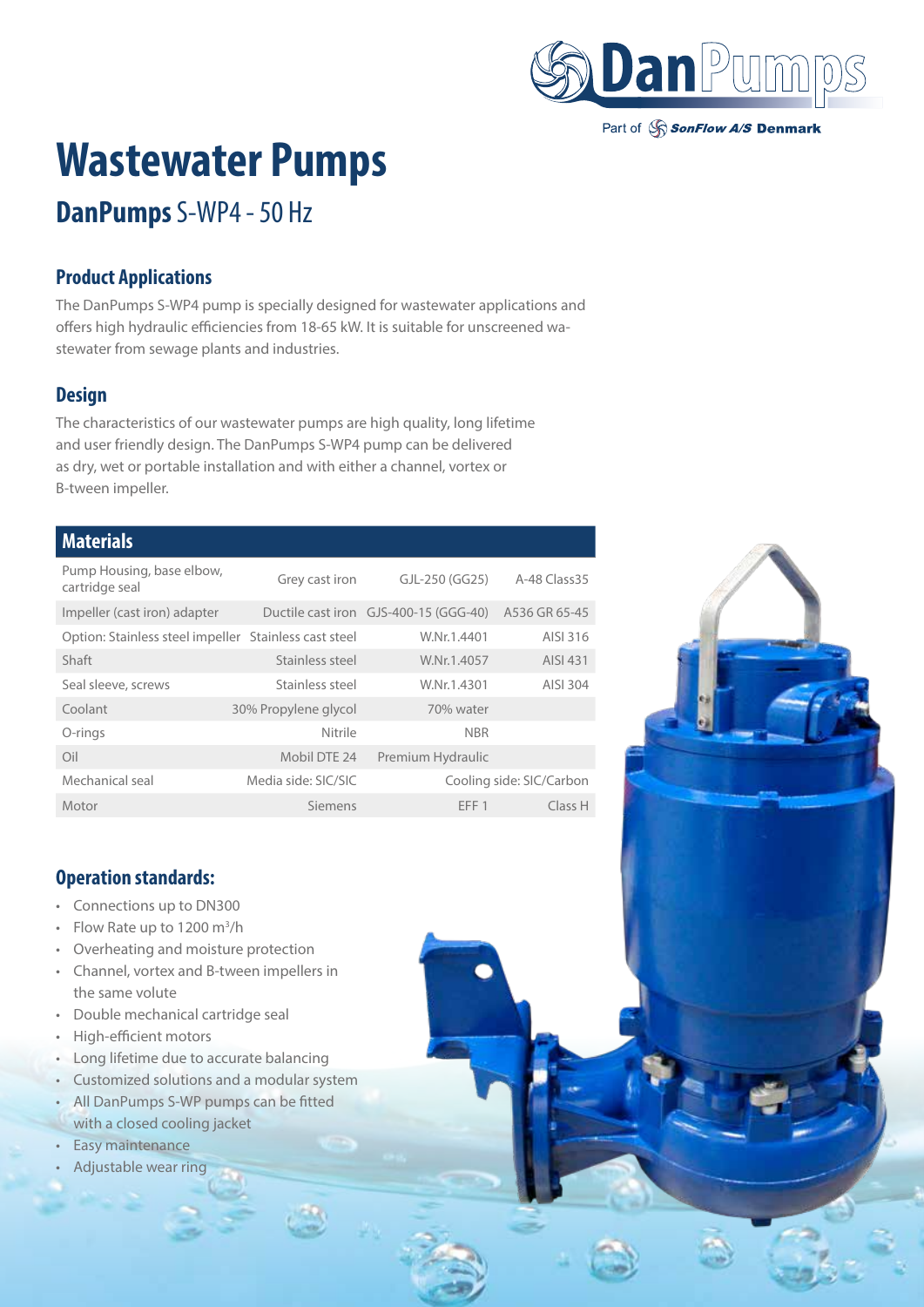# Wastewater Pumps

## DanPumps S-WP4 - 50 Hz

### Product Applications

The DanPumps S-WP4 pump is specially designed for wastewater applications and offers high hydraulic efficiencies from 18-65 kW. It is suitable for unscreened wastewater from sewage plants and industries.

### Design

The characteristics of our wastewater pumps are high quality, long lifetime and user friendly design. The DanPumps S-WP4 pump can be delivered as dry, wet or portable installation and with either a channel, vortex or B-tween impeller.

### Materials

| | | | |
|---|---|---|---|
| Pump Housing, base elbow, cartridge seal | Grey cast iron | GJL-250 (GG25) | A-48 Class35 |
| Impeller (cast iron) adapter | Ductile cast iron | GJS-400-15 (GGG-40) | A536 GR 65-45 |
| Option: Stainless steel impeller | Stainless cast steel | W.Nr.1.4401 | AISI 316 |
| Shaft | Stainless steel | W.Nr.1.4057 | AISI 431 |
| Seal sleeve, screws | Stainless steel | W.Nr.1.4301 | AISI 304 |
| Coolant | 30% Propylene glycol | 70% water | |
| O-rings | Nitrile | NBR | |
| Oil | Mobil DTE 24 | Premium Hydraulic | |
| Mechanical seal | Media side: SIC/SIC | Cooling side: SIC/Carbon | |
| Motor | Siemens | EFF 1 | Class H |

### Operation standards:

- Connections up to DN300
- Flow Rate up to 1200 m³/h
- Overheating and moisture protection
- Channel, vortex and B-tween impellers in the same volute
- Double mechanical cartridge seal
- High-efficient motors
- Long lifetime due to accurate balancing
- Customized solutions and a modular system
- All DanPumps S-WP pumps can be fitted with a closed cooling jacket
- Easy maintenance
- Adjustable wear ring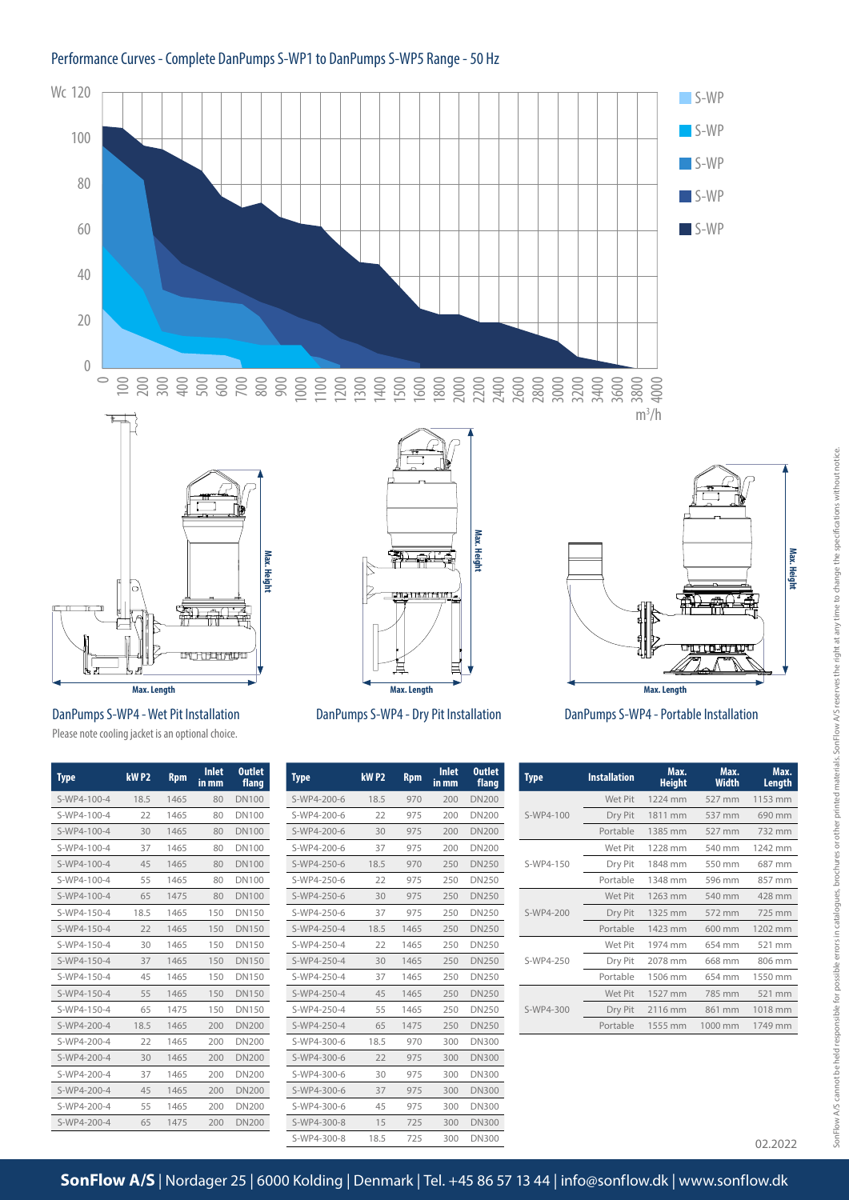## Performance Curves - Complete DanPumps S-WP1 to DanPumps S-WP5 Range - 50 Hz

Wc 120
100
80
60
40
20
0

0 100 200 300 400 500 600 700 800 900 1000 1100 1200 1300 1400 1500 1600 1800 2000 2200 2400 2600 2800 3000 3200 3400 3600 3800 4000

$m^3/h$

S-WP
S-WP
S-WP
S-WP
S-WP

Max. Height
Max. Length

DanPumps S-WP4 - Wet Pit Installation

Please note cooling jacket is an optional choice.

Max. Height
Max. Length

DanPumps S-WP4 - Dry Pit Installation

Max. Height
Max. Length

DanPumps S-WP4 - Portable Installation

| Type | kW P2 | Rpm | Inlet in mm | Outlet flang |
|---|---|---|---|---|
| S-WP4-100-4 | 18.5 | 1465 | 80 | DN100 |
| S-WP4-100-4 | 22 | 1465 | 80 | DN100 |
| S-WP4-100-4 | 30 | 1465 | 80 | DN100 |
| S-WP4-100-4 | 37 | 1465 | 80 | DN100 |
| S-WP4-100-4 | 45 | 1465 | 80 | DN100 |
| S-WP4-100-4 | 55 | 1465 | 80 | DN100 |
| S-WP4-100-4 | 65 | 1475 | 80 | DN100 |
| S-WP4-150-4 | 18.5 | 1465 | 150 | DN150 |
| S-WP4-150-4 | 22 | 1465 | 150 | DN150 |
| S-WP4-150-4 | 30 | 1465 | 150 | DN150 |
| S-WP4-150-4 | 37 | 1465 | 150 | DN150 |
| S-WP4-150-4 | 45 | 1465 | 150 | DN150 |
| S-WP4-150-4 | 55 | 1465 | 150 | DN150 |
| S-WP4-150-4 | 65 | 1475 | 150 | DN150 |
| S-WP4-200-4 | 18.5 | 1465 | 200 | DN200 |
| S-WP4-200-4 | 22 | 1465 | 200 | DN200 |
| S-WP4-200-4 | 30 | 1465 | 200 | DN200 |
| S-WP4-200-4 | 37 | 1465 | 200 | DN200 |
| S-WP4-200-4 | 45 | 1465 | 200 | DN200 |
| S-WP4-200-4 | 55 | 1465 | 200 | DN200 |
| S-WP4-200-4 | 65 | 1475 | 200 | DN200 |

| Type | kW P2 | Rpm | Inlet in mm | Outlet flang |
|---|---|---|---|---|
| S-WP4-200-6 | 18.5 | 970 | 200 | DN200 |
| S-WP4-200-6 | 22 | 975 | 200 | DN200 |
| S-WP4-200-6 | 30 | 975 | 200 | DN200 |
| S-WP4-200-6 | 37 | 975 | 200 | DN200 |
| S-WP4-250-6 | 18.5 | 970 | 250 | DN250 |
| S-WP4-250-6 | 22 | 975 | 250 | DN250 |
| S-WP4-250-6 | 30 | 975 | 250 | DN250 |
| S-WP4-250-6 | 37 | 975 | 250 | DN250 |
| S-WP4-250-4 | 18.5 | 1465 | 250 | DN250 |
| S-WP4-250-4 | 22 | 1465 | 250 | DN250 |
| S-WP4-250-4 | 30 | 1465 | 250 | DN250 |
| S-WP4-250-4 | 37 | 1465 | 250 | DN250 |
| S-WP4-250-4 | 45 | 1465 | 250 | DN250 |
| S-WP4-250-4 | 55 | 1465 | 250 | DN250 |
| S-WP4-250-4 | 65 | 1475 | 250 | DN250 |
| S-WP4-300-6 | 18.5 | 970 | 300 | DN300 |
| S-WP4-300-6 | 22 | 975 | 300 | DN300 |
| S-WP4-300-6 | 30 | 975 | 300 | DN300 |
| S-WP4-300-6 | 37 | 975 | 300 | DN300 |
| S-WP4-300-6 | 45 | 975 | 300 | DN300 |
| S-WP4-300-8 | 15 | 725 | 300 | DN300 |
| S-WP4-300-8 | 18.5 | 725 | 300 | DN300 |

| Type | Installation | Max. Height | Max. Width | Max. Length |
|---|---|---|---|---|
| S-WP4-100 | Wet Pit | 1224 mm | 527 mm | 1153 mm |
| | Dry Pit | 1811 mm | 537 mm | 690 mm |
| | Portable | 1385 mm | 527 mm | 732 mm |
| S-WP4-150 | Wet Pit | 1228 mm | 540 mm | 1242 mm |
| | Dry Pit | 1848 mm | 550 mm | 687 mm |
| | Portable | 1348 mm | 596 mm | 857 mm |
| S-WP4-200 | Wet Pit | 1263 mm | 540 mm | 428 mm |
| | Dry Pit | 1325 mm | 572 mm | 725 mm |
| | Portable | 1423 mm | 600 mm | 1202 mm |
| S-WP4-250 | Wet Pit | 1974 mm | 654 mm | 521 mm |
| | Dry Pit | 2078 mm | 668 mm | 806 mm |
| | Portable | 1506 mm | 654 mm | 1550 mm |
| S-WP4-300 | Wet Pit | 1527 mm | 785 mm | 521 mm |
| | Dry Pit | 2116 mm | 861 mm | 1018 mm |
| | Portable | 1555 mm | 1000 mm | 1749 mm |

SonFlow A/S cannot be held responsible for possible errors in catalogues, brochures or other printed materials. SonFlow A/S reserves the right at any time to change the specifications without notice.

02.2022

**SonFlow A/S** | Nordager 25 | 6000 Kolding | Denmark | Tel. +45 86 57 13 44 | info@sonflow.dk | www.sonflow.dk